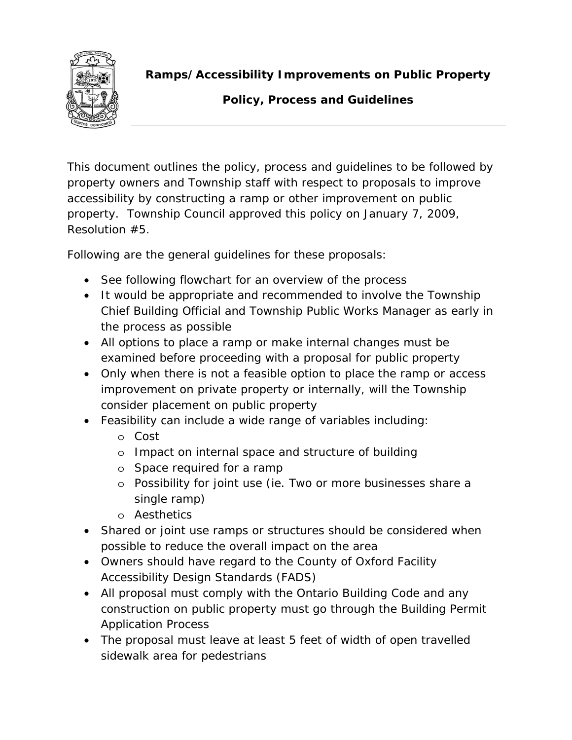# Ramps/Accessibility Improvements on Public Property

## Policy, Process and Guidelines

This document outlines the policy, process and guidelines to be followed by property owners and Township staff with respect to proposals to improve accessibility by constructing a ramp or other improvement on public property. Township Council approved this policy on January 7, 2009, Resolution #5.

Following are the general guidelines for these proposals:

- See following flowchart for an overview of the process
- It would be appropriate and recommended to involve the Township Chief Building Official and Township Public Works Manager as early in the process as possible
- All options to place a ramp or make internal changes must be examined before proceeding with a proposal for public property
- Only when there is not a feasible option to place the ramp or access improvement on private property or internally, will the Township consider placement on public property
- Feasibility can include a wide range of variables including:
  - Cost
  - Impact on internal space and structure of building
  - Space required for a ramp
  - Possibility for joint use (ie. Two or more businesses share a single ramp)
  - Aesthetics
- Shared or joint use ramps or structures should be considered when possible to reduce the overall impact on the area
- Owners should have regard to the County of Oxford Facility Accessibility Design Standards (FADS)
- All proposal must comply with the Ontario Building Code and any construction on public property must go through the Building Permit Application Process
- The proposal must leave at least 5 feet of width of open travelled sidewalk area for pedestrians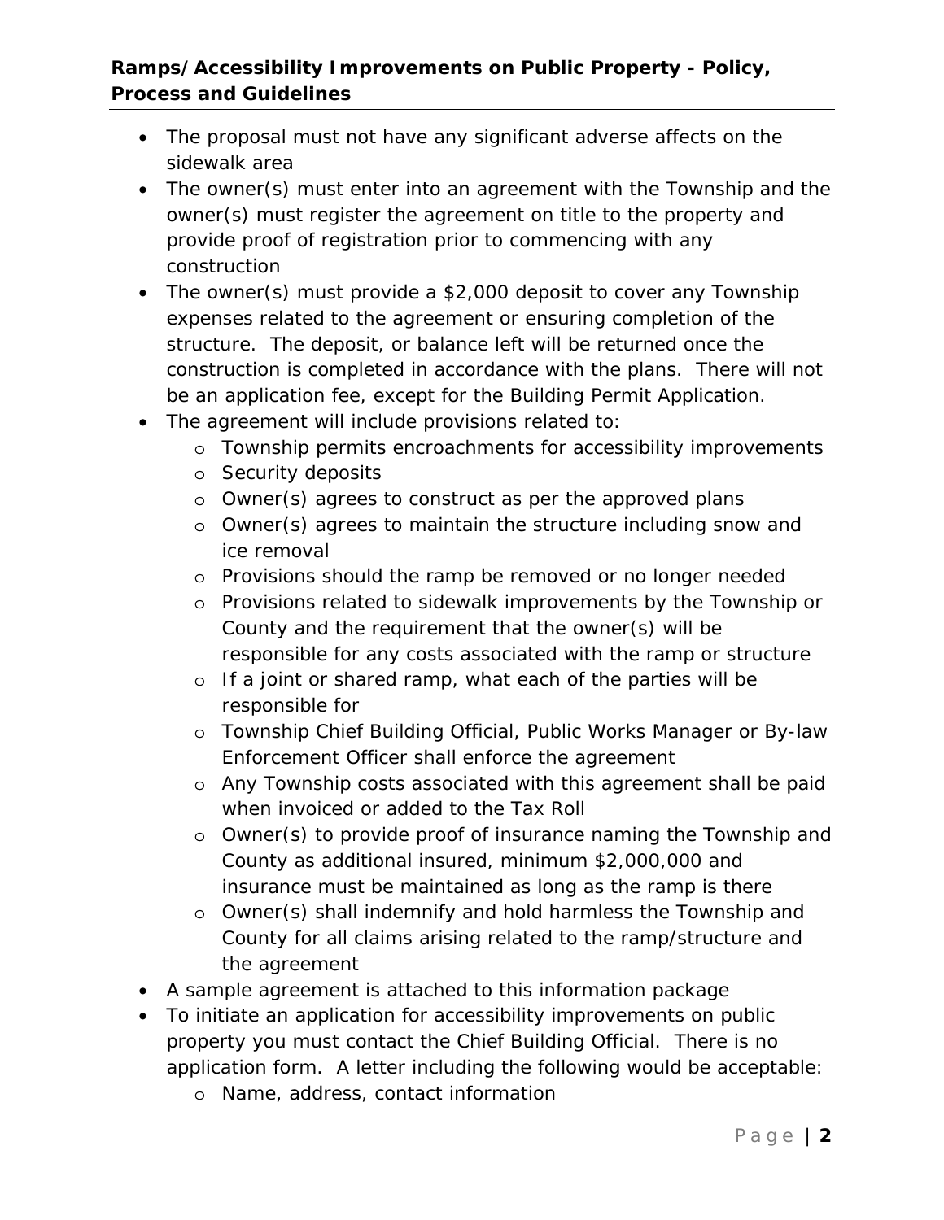- The proposal must not have any significant adverse affects on the sidewalk area
- The owner(s) must enter into an agreement with the Township and the owner(s) must register the agreement on title to the property and provide proof of registration prior to commencing with any construction
- The owner(s) must provide a $2,000 deposit to cover any Township expenses related to the agreement or ensuring completion of the structure. The deposit, or balance left will be returned once the construction is completed in accordance with the plans. There will not be an application fee, except for the Building Permit Application.
- The agreement will include provisions related to:
  - Township permits encroachments for accessibility improvements
  - Security deposits
  - Owner(s) agrees to construct as per the approved plans
  - Owner(s) agrees to maintain the structure including snow and ice removal
  - Provisions should the ramp be removed or no longer needed
  - Provisions related to sidewalk improvements by the Township or County and the requirement that the owner(s) will be responsible for any costs associated with the ramp or structure
  - If a joint or shared ramp, what each of the parties will be responsible for
  - Township Chief Building Official, Public Works Manager or By-law Enforcement Officer shall enforce the agreement
  - Any Township costs associated with this agreement shall be paid when invoiced or added to the Tax Roll
  - Owner(s) to provide proof of insurance naming the Township and County as additional insured, minimum $2,000,000 and insurance must be maintained as long as the ramp is there
  - Owner(s) shall indemnify and hold harmless the Township and County for all claims arising related to the ramp/structure and the agreement
- A sample agreement is attached to this information package
- To initiate an application for accessibility improvements on public property you must contact the Chief Building Official. There is no application form. A letter including the following would be acceptable:
  - Name, address, contact information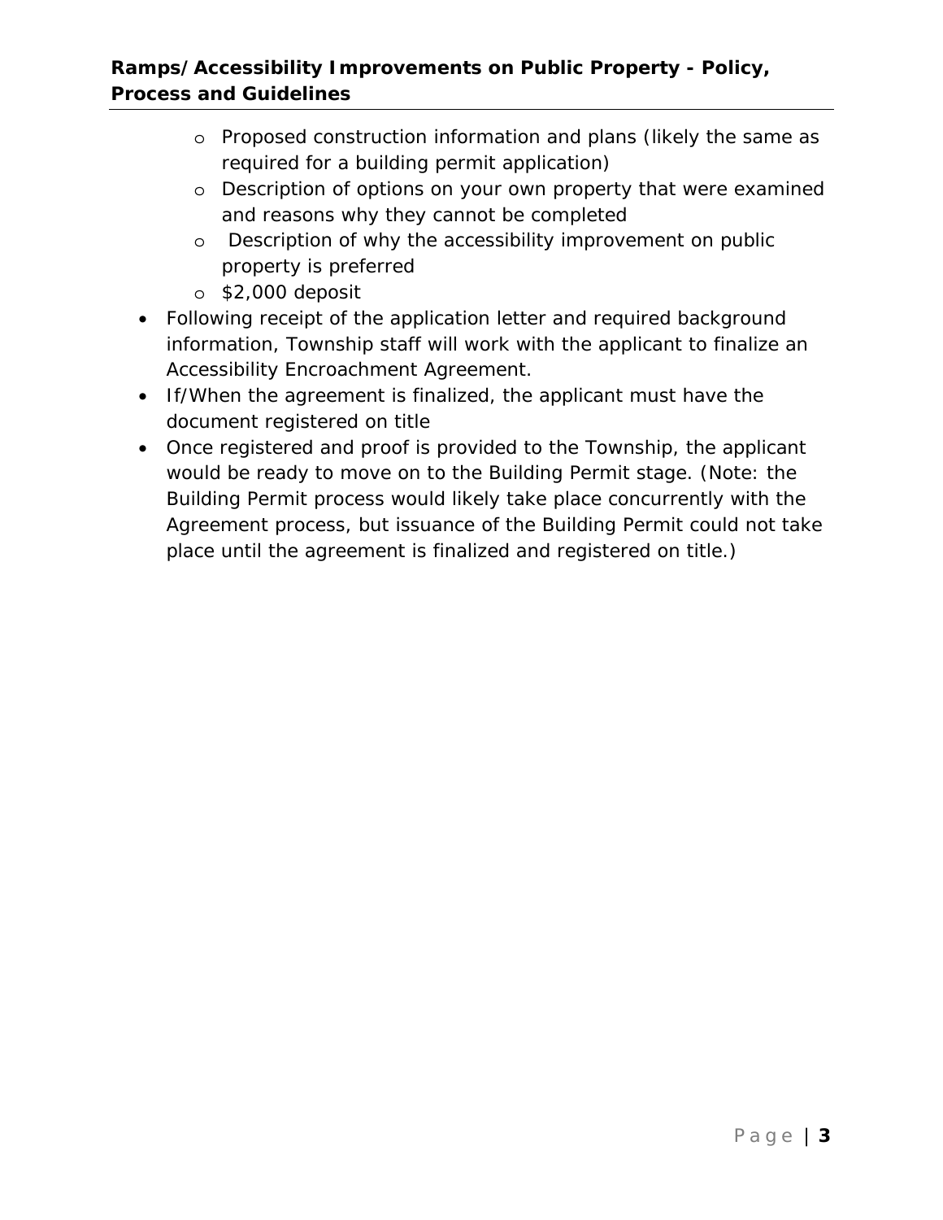- Proposed construction information and plans (likely the same as required for a building permit application)
  - Description of options on your own property that were examined and reasons why they cannot be completed
  - Description of why the accessibility improvement on public property is preferred
  - $2,000 deposit
- Following receipt of the application letter and required background information, Township staff will work with the applicant to finalize an Accessibility Encroachment Agreement.
- If/When the agreement is finalized, the applicant must have the document registered on title
- Once registered and proof is provided to the Township, the applicant would be ready to move on to the Building Permit stage. (Note: the Building Permit process would likely take place concurrently with the Agreement process, but issuance of the Building Permit could not take place until the agreement is finalized and registered on title.)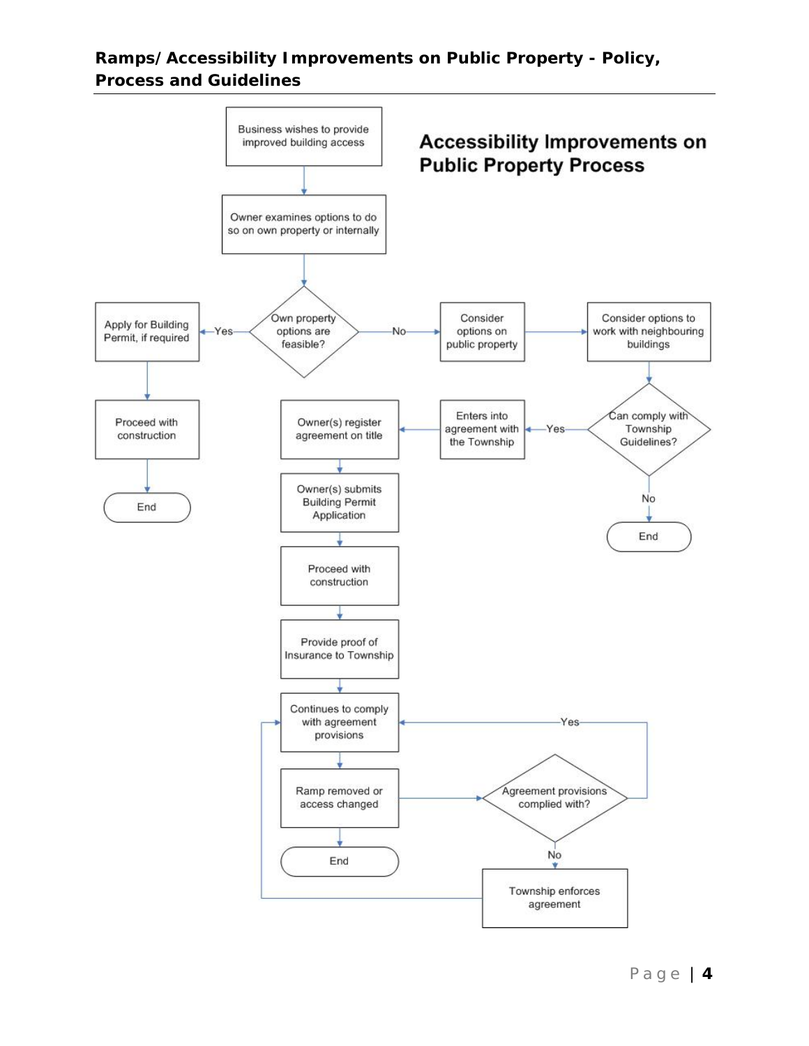## Accessibility Improvements on Public Property Process

- Business wishes to provide improved building access
- Owner examines options to do so on own property or internally
- **Own property options are feasible?**
  - **Yes** → Apply for Building Permit, if required → Proceed with construction → End
  - **No** → Consider options on public property → Consider options to work with neighbouring buildings
    - **Can comply with Township Guidelines?**
      - **No** → End
      - **Yes** → Enters into agreement with the Township → Owner(s) register agreement on title → Owner(s) submits Building Permit Application → Proceed with construction → Provide proof of Insurance to Township → Continues to comply with agreement provisions → Ramp removed or access changed → End
        - Ramp removed or access changed → **Agreement provisions complied with?**
          - **Yes** → Continues to comply with agreement provisions
          - **No** → Township enforces agreement → Continues to comply with agreement provisions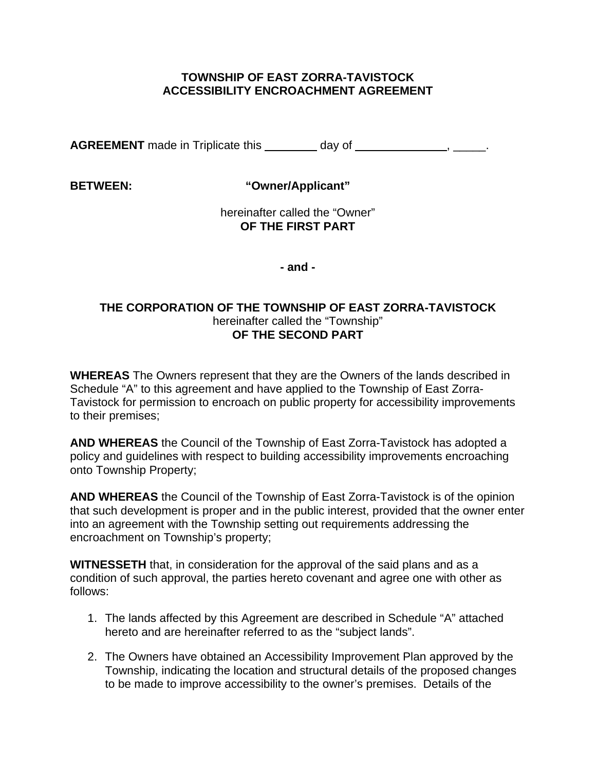**TOWNSHIP OF EAST ZORRA-TAVISTOCK**
**ACCESSIBILITY ENCROACHMENT AGREEMENT**

**AGREEMENT** made in Triplicate this ________ day of ______________, _____.

**BETWEEN:** **"Owner/Applicant"**

hereinafter called the "Owner"
**OF THE FIRST PART**

**- and -**

**THE CORPORATION OF THE TOWNSHIP OF EAST ZORRA-TAVISTOCK**
hereinafter called the "Township"
**OF THE SECOND PART**

**WHEREAS** The Owners represent that they are the Owners of the lands described in Schedule "A" to this agreement and have applied to the Township of East Zorra-Tavistock for permission to encroach on public property for accessibility improvements to their premises;

**AND WHEREAS** the Council of the Township of East Zorra-Tavistock has adopted a policy and guidelines with respect to building accessibility improvements encroaching onto Township Property;

**AND WHEREAS** the Council of the Township of East Zorra-Tavistock is of the opinion that such development is proper and in the public interest, provided that the owner enter into an agreement with the Township setting out requirements addressing the encroachment on Township's property;

**WITNESSETH** that, in consideration for the approval of the said plans and as a condition of such approval, the parties hereto covenant and agree one with other as follows:

1. The lands affected by this Agreement are described in Schedule "A" attached hereto and are hereinafter referred to as the "subject lands".

2. The Owners have obtained an Accessibility Improvement Plan approved by the Township, indicating the location and structural details of the proposed changes to be made to improve accessibility to the owner's premises. Details of the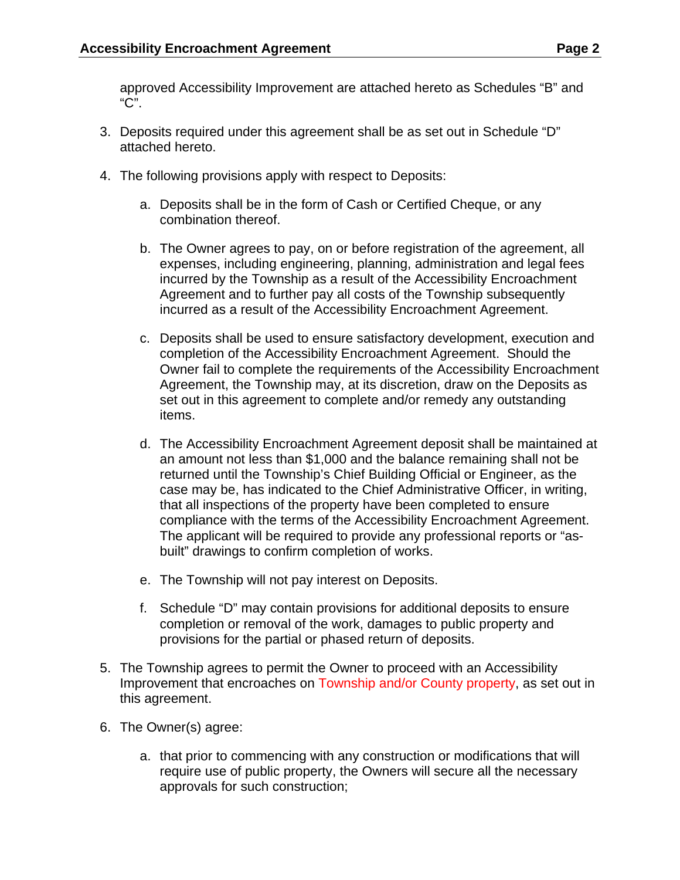approved Accessibility Improvement are attached hereto as Schedules “B” and “C”.

3. Deposits required under this agreement shall be as set out in Schedule “D” attached hereto.

4. The following provisions apply with respect to Deposits:

   a. Deposits shall be in the form of Cash or Certified Cheque, or any combination thereof.

   b. The Owner agrees to pay, on or before registration of the agreement, all expenses, including engineering, planning, administration and legal fees incurred by the Township as a result of the Accessibility Encroachment Agreement and to further pay all costs of the Township subsequently incurred as a result of the Accessibility Encroachment Agreement.

   c. Deposits shall be used to ensure satisfactory development, execution and completion of the Accessibility Encroachment Agreement. Should the Owner fail to complete the requirements of the Accessibility Encroachment Agreement, the Township may, at its discretion, draw on the Deposits as set out in this agreement to complete and/or remedy any outstanding items.

   d. The Accessibility Encroachment Agreement deposit shall be maintained at an amount not less than $1,000 and the balance remaining shall not be returned until the Township’s Chief Building Official or Engineer, as the case may be, has indicated to the Chief Administrative Officer, in writing, that all inspections of the property have been completed to ensure compliance with the terms of the Accessibility Encroachment Agreement. The applicant will be required to provide any professional reports or “as-built” drawings to confirm completion of works.

   e. The Township will not pay interest on Deposits.

   f. Schedule “D” may contain provisions for additional deposits to ensure completion or removal of the work, damages to public property and provisions for the partial or phased return of deposits.

5. The Township agrees to permit the Owner to proceed with an Accessibility Improvement that encroaches on Township and/or County property, as set out in this agreement.

6. The Owner(s) agree:

   a. that prior to commencing with any construction or modifications that will require use of public property, the Owners will secure all the necessary approvals for such construction;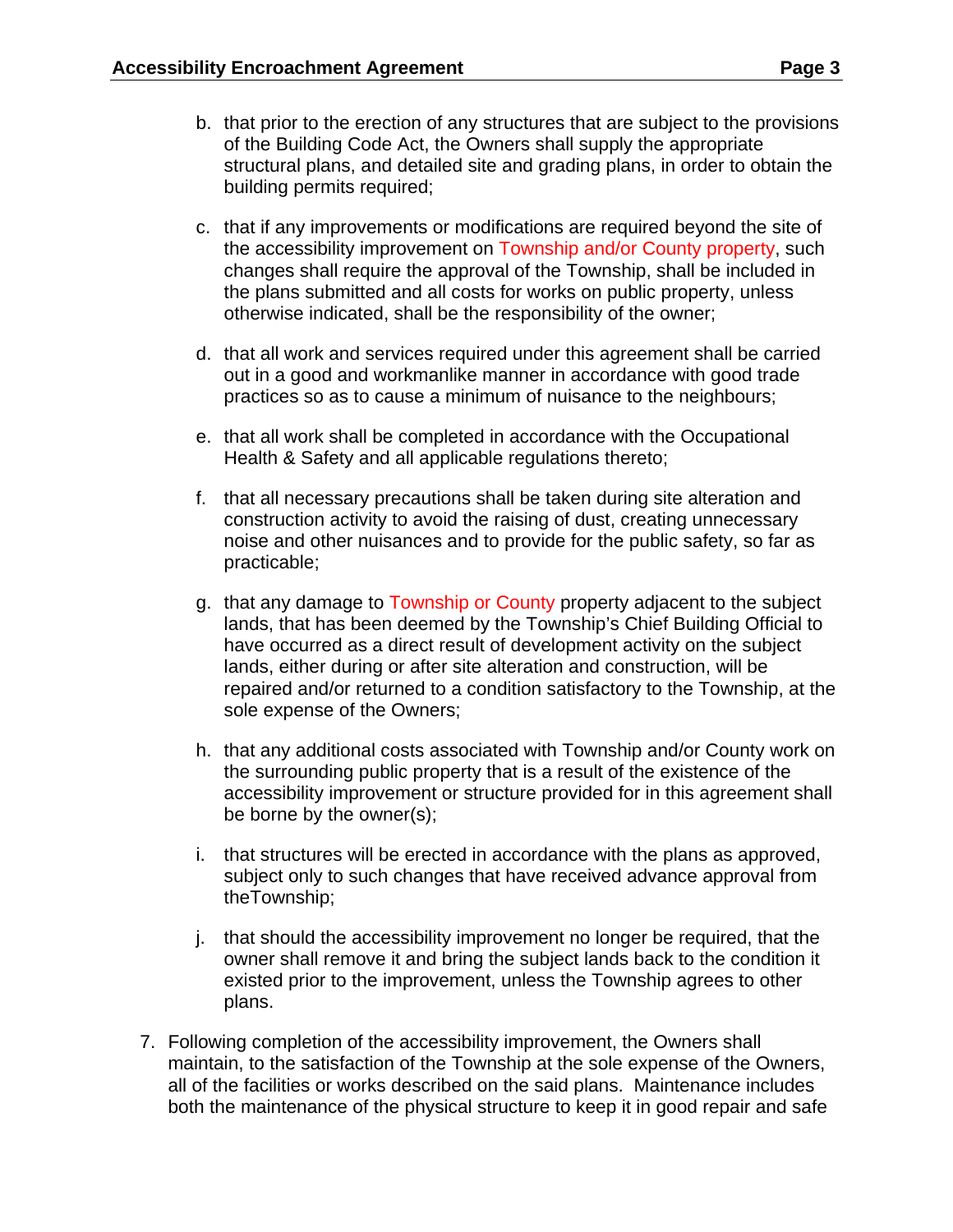b. that prior to the erection of any structures that are subject to the provisions of the Building Code Act, the Owners shall supply the appropriate structural plans, and detailed site and grading plans, in order to obtain the building permits required;

c. that if any improvements or modifications are required beyond the site of the accessibility improvement on Township and/or County property, such changes shall require the approval of the Township, shall be included in the plans submitted and all costs for works on public property, unless otherwise indicated, shall be the responsibility of the owner;

d. that all work and services required under this agreement shall be carried out in a good and workmanlike manner in accordance with good trade practices so as to cause a minimum of nuisance to the neighbours;

e. that all work shall be completed in accordance with the Occupational Health & Safety and all applicable regulations thereto;

f. that all necessary precautions shall be taken during site alteration and construction activity to avoid the raising of dust, creating unnecessary noise and other nuisances and to provide for the public safety, so far as practicable;

g. that any damage to Township or County property adjacent to the subject lands, that has been deemed by the Township's Chief Building Official to have occurred as a direct result of development activity on the subject lands, either during or after site alteration and construction, will be repaired and/or returned to a condition satisfactory to the Township, at the sole expense of the Owners;

h. that any additional costs associated with Township and/or County work on the surrounding public property that is a result of the existence of the accessibility improvement or structure provided for in this agreement shall be borne by the owner(s);

i. that structures will be erected in accordance with the plans as approved, subject only to such changes that have received advance approval from theTownship;

j. that should the accessibility improvement no longer be required, that the owner shall remove it and bring the subject lands back to the condition it existed prior to the improvement, unless the Township agrees to other plans.

7. Following completion of the accessibility improvement, the Owners shall maintain, to the satisfaction of the Township at the sole expense of the Owners, all of the facilities or works described on the said plans. Maintenance includes both the maintenance of the physical structure to keep it in good repair and safe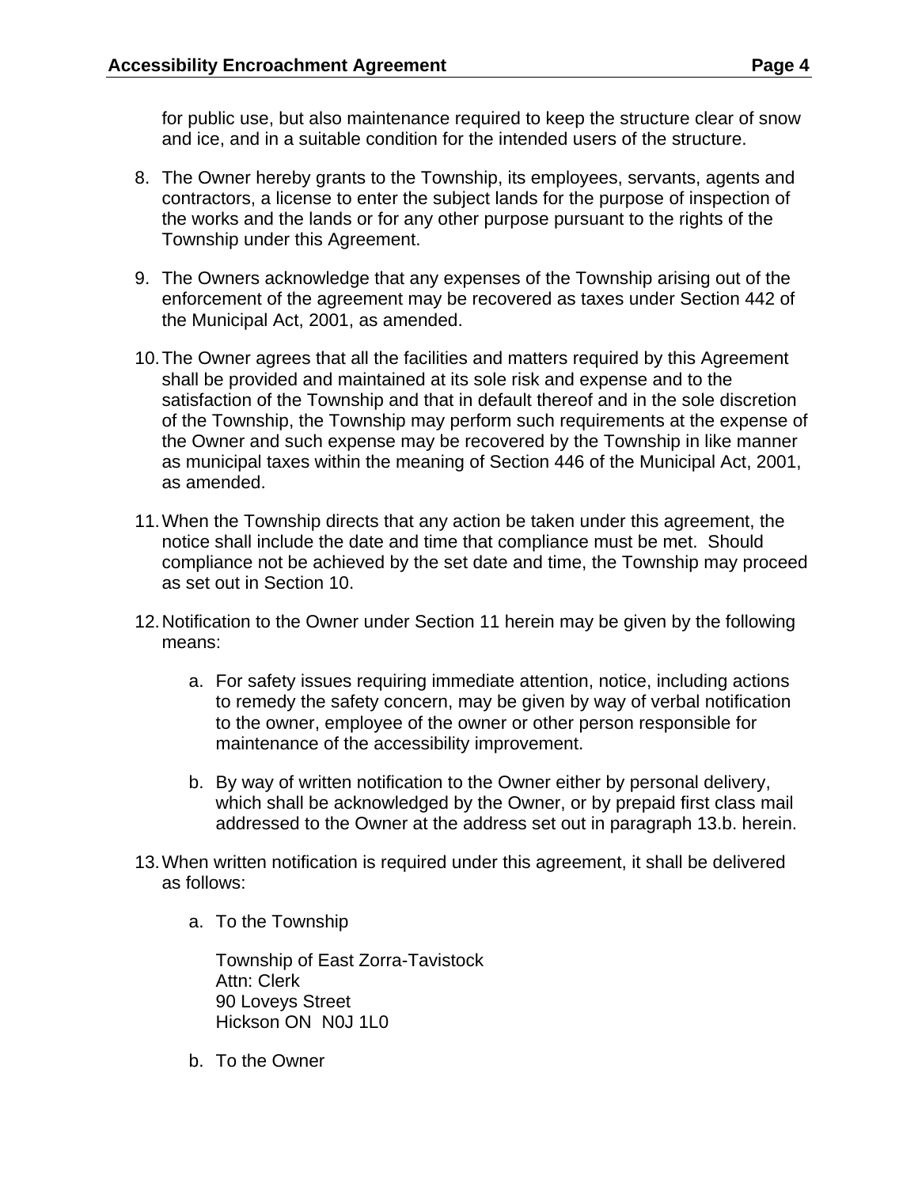for public use, but also maintenance required to keep the structure clear of snow and ice, and in a suitable condition for the intended users of the structure.

8. The Owner hereby grants to the Township, its employees, servants, agents and contractors, a license to enter the subject lands for the purpose of inspection of the works and the lands or for any other purpose pursuant to the rights of the Township under this Agreement.

9. The Owners acknowledge that any expenses of the Township arising out of the enforcement of the agreement may be recovered as taxes under Section 442 of the Municipal Act, 2001, as amended.

10. The Owner agrees that all the facilities and matters required by this Agreement shall be provided and maintained at its sole risk and expense and to the satisfaction of the Township and that in default thereof and in the sole discretion of the Township, the Township may perform such requirements at the expense of the Owner and such expense may be recovered by the Township in like manner as municipal taxes within the meaning of Section 446 of the Municipal Act, 2001, as amended.

11. When the Township directs that any action be taken under this agreement, the notice shall include the date and time that compliance must be met. Should compliance not be achieved by the set date and time, the Township may proceed as set out in Section 10.

12. Notification to the Owner under Section 11 herein may be given by the following means:

    a. For safety issues requiring immediate attention, notice, including actions to remedy the safety concern, may be given by way of verbal notification to the owner, employee of the owner or other person responsible for maintenance of the accessibility improvement.

    b. By way of written notification to the Owner either by personal delivery, which shall be acknowledged by the Owner, or by prepaid first class mail addressed to the Owner at the address set out in paragraph 13.b. herein.

13. When written notification is required under this agreement, it shall be delivered as follows:

    a. To the Township

       Township of East Zorra-Tavistock  
       Attn: Clerk  
       90 Loveys Street  
       Hickson ON N0J 1L0

    b. To the Owner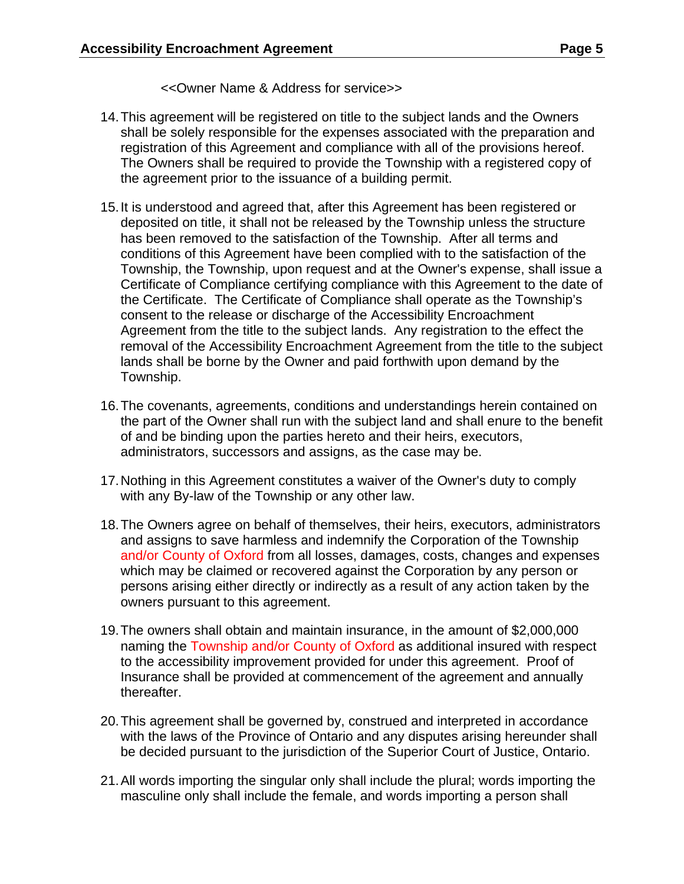<<Owner Name & Address for service>>

14. This agreement will be registered on title to the subject lands and the Owners shall be solely responsible for the expenses associated with the preparation and registration of this Agreement and compliance with all of the provisions hereof. The Owners shall be required to provide the Township with a registered copy of the agreement prior to the issuance of a building permit.

15. It is understood and agreed that, after this Agreement has been registered or deposited on title, it shall not be released by the Township unless the structure has been removed to the satisfaction of the Township. After all terms and conditions of this Agreement have been complied with to the satisfaction of the Township, the Township, upon request and at the Owner's expense, shall issue a Certificate of Compliance certifying compliance with this Agreement to the date of the Certificate. The Certificate of Compliance shall operate as the Township's consent to the release or discharge of the Accessibility Encroachment Agreement from the title to the subject lands. Any registration to the effect the removal of the Accessibility Encroachment Agreement from the title to the subject lands shall be borne by the Owner and paid forthwith upon demand by the Township.

16. The covenants, agreements, conditions and understandings herein contained on the part of the Owner shall run with the subject land and shall enure to the benefit of and be binding upon the parties hereto and their heirs, executors, administrators, successors and assigns, as the case may be.

17. Nothing in this Agreement constitutes a waiver of the Owner's duty to comply with any By-law of the Township or any other law.

18. The Owners agree on behalf of themselves, their heirs, executors, administrators and assigns to save harmless and indemnify the Corporation of the Township and/or County of Oxford from all losses, damages, costs, changes and expenses which may be claimed or recovered against the Corporation by any person or persons arising either directly or indirectly as a result of any action taken by the owners pursuant to this agreement.

19. The owners shall obtain and maintain insurance, in the amount of $2,000,000 naming the Township and/or County of Oxford as additional insured with respect to the accessibility improvement provided for under this agreement. Proof of Insurance shall be provided at commencement of the agreement and annually thereafter.

20. This agreement shall be governed by, construed and interpreted in accordance with the laws of the Province of Ontario and any disputes arising hereunder shall be decided pursuant to the jurisdiction of the Superior Court of Justice, Ontario.

21. All words importing the singular only shall include the plural; words importing the masculine only shall include the female, and words importing a person shall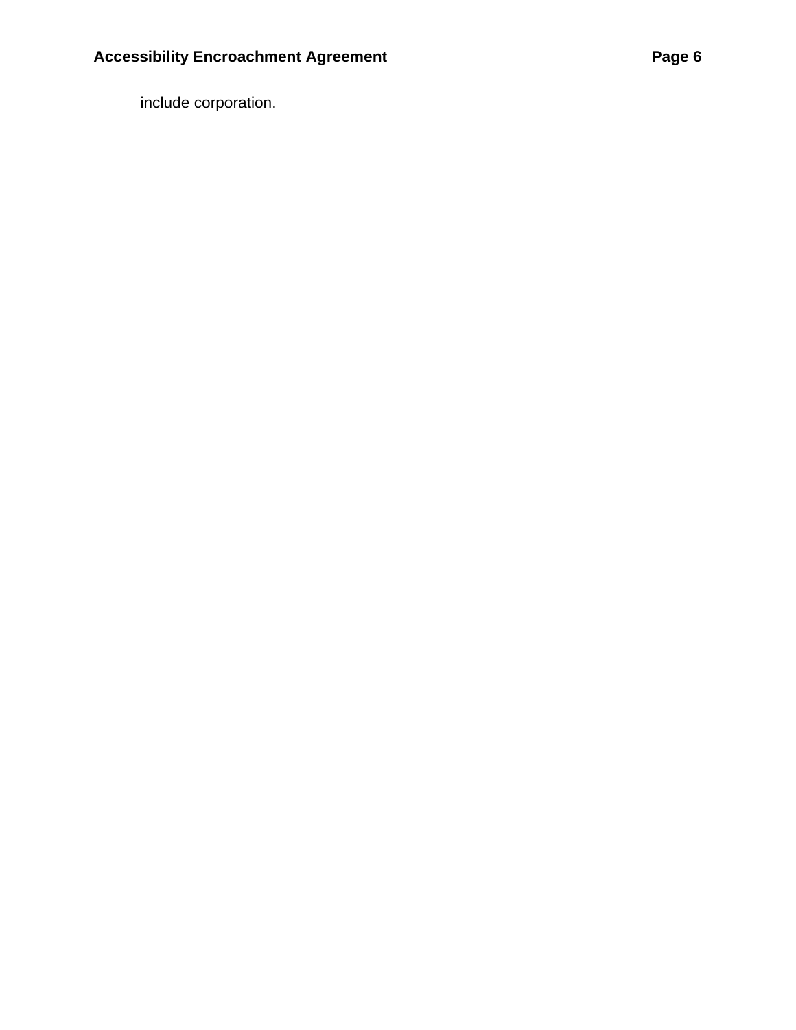include corporation.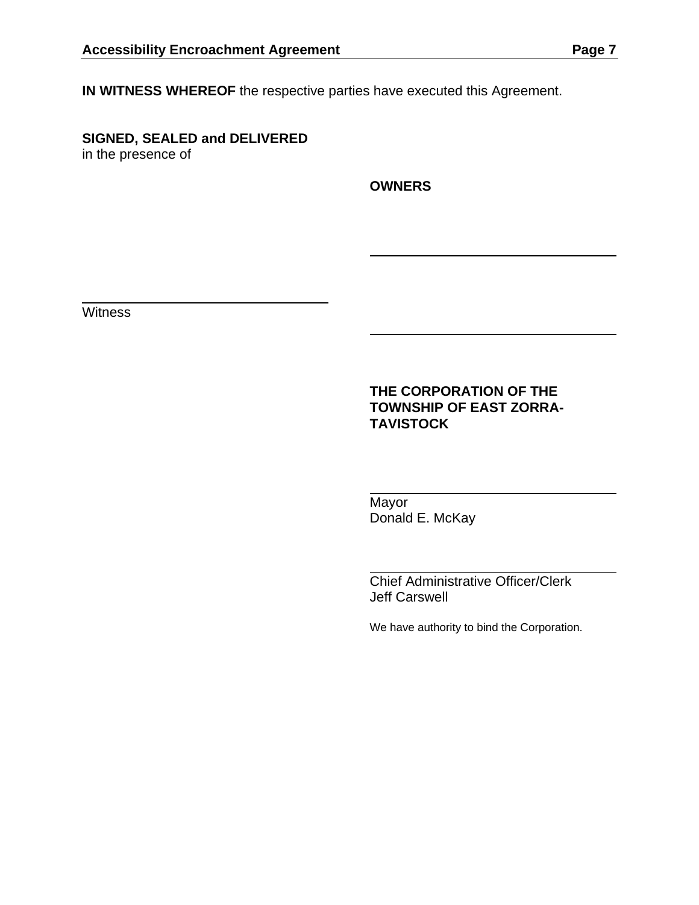**IN WITNESS WHEREOF** the respective parties have executed this Agreement.

**SIGNED, SEALED and DELIVERED**
in the presence of

**OWNERS**

\_\_\_\_\_\_\_\_\_\_\_\_\_\_\_\_\_\_\_\_\_\_\_\_\_\_\_\_\_\_\_\_

\_\_\_\_\_\_\_\_\_\_\_\_\_\_\_\_\_\_\_\_\_\_\_\_\_\_\_\_\_\_\_\_
Witness

\_\_\_\_\_\_\_\_\_\_\_\_\_\_\_\_\_\_\_\_\_\_\_\_\_\_\_\_\_\_\_\_

**THE CORPORATION OF THE TOWNSHIP OF EAST ZORRA-TAVISTOCK**

\_\_\_\_\_\_\_\_\_\_\_\_\_\_\_\_\_\_\_\_\_\_\_\_\_\_\_\_\_\_\_\_
Mayor
Donald E. McKay

\_\_\_\_\_\_\_\_\_\_\_\_\_\_\_\_\_\_\_\_\_\_\_\_\_\_\_\_\_\_\_\_
Chief Administrative Officer/Clerk
Jeff Carswell

We have authority to bind the Corporation.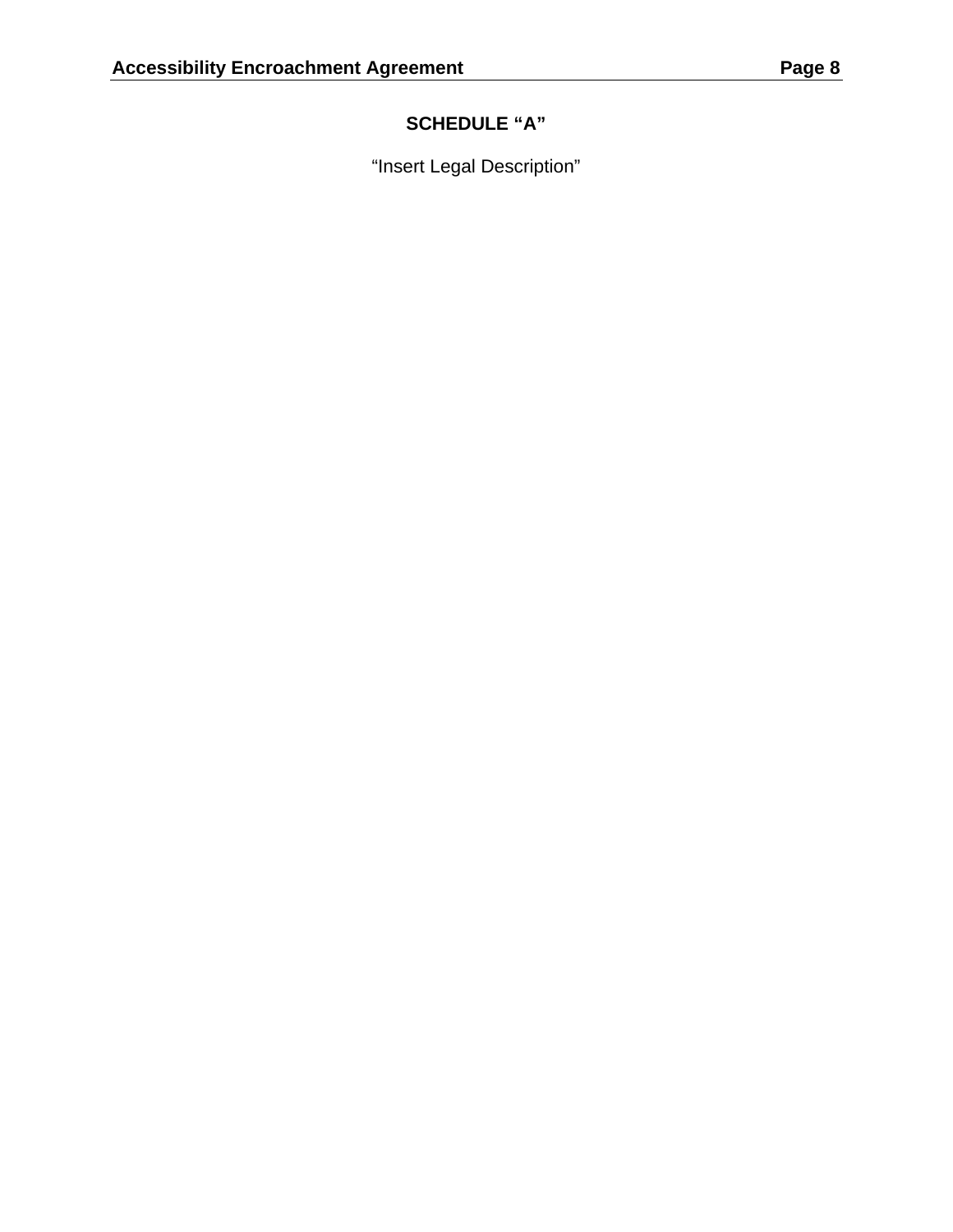## SCHEDULE "A"

"Insert Legal Description"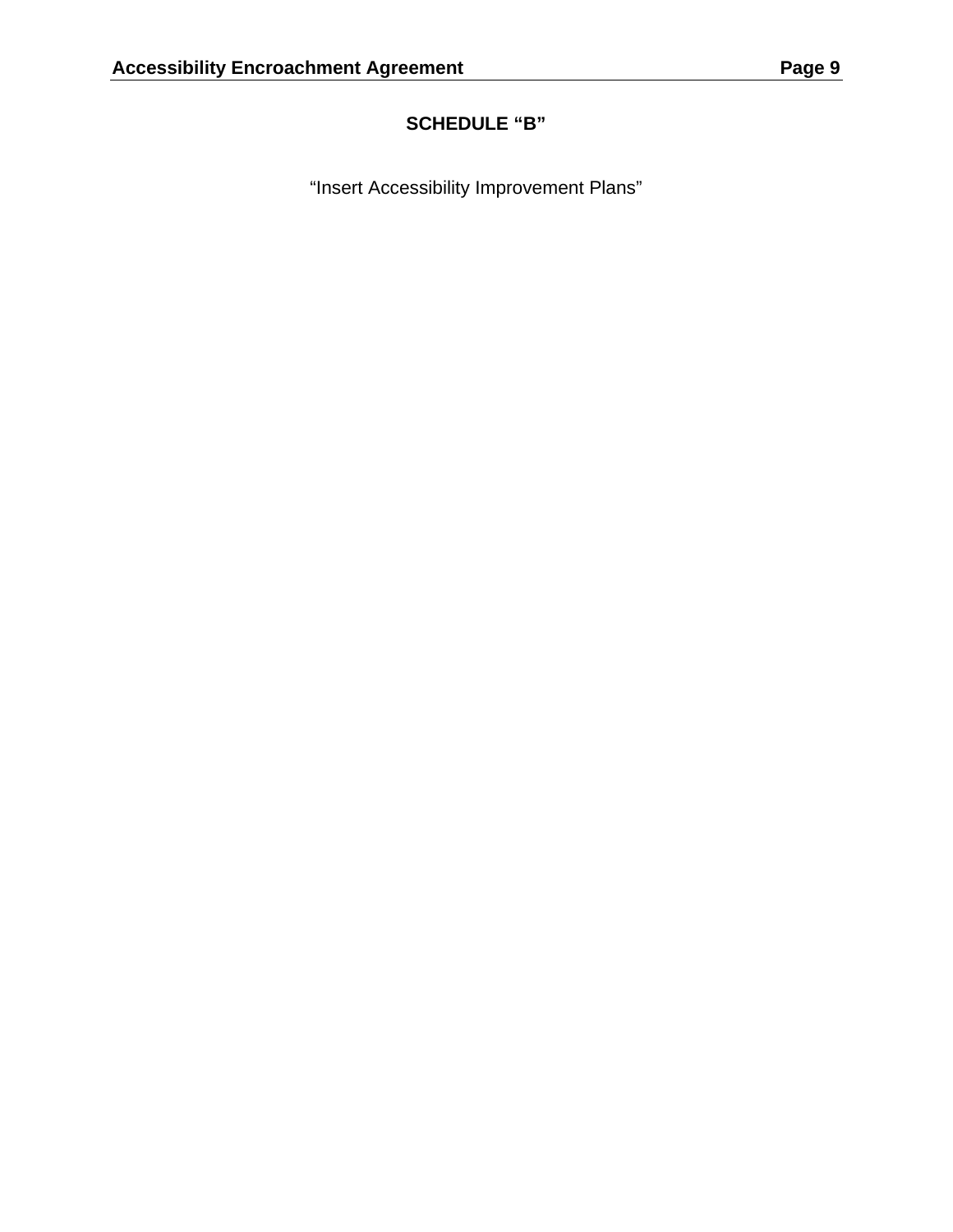## SCHEDULE "B"

"Insert Accessibility Improvement Plans"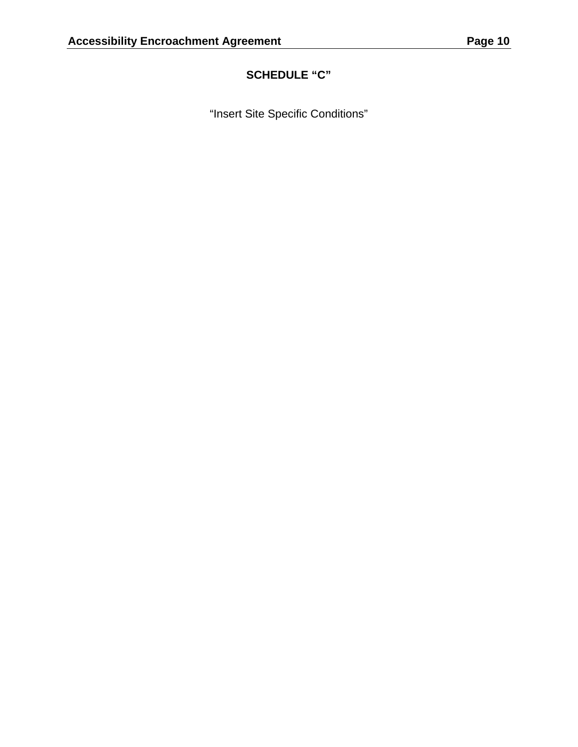# SCHEDULE “C”

“Insert Site Specific Conditions”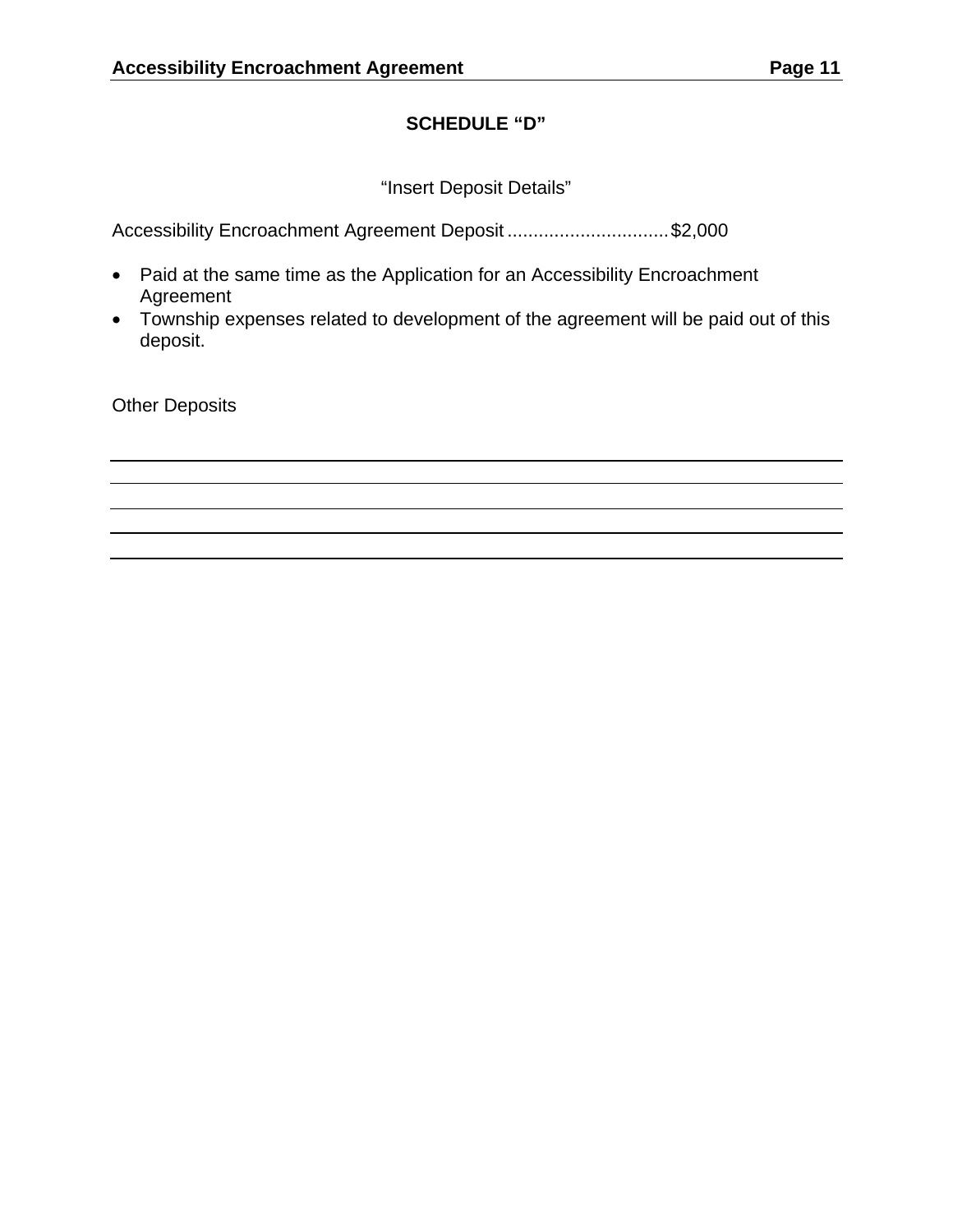## SCHEDULE "D"

"Insert Deposit Details"

Accessibility Encroachment Agreement Deposit ............................... $2,000

- Paid at the same time as the Application for an Accessibility Encroachment Agreement
- Township expenses related to development of the agreement will be paid out of this deposit.

Other Deposits

_____________________________________________

_____________________________________________

_____________________________________________

_____________________________________________

_____________________________________________